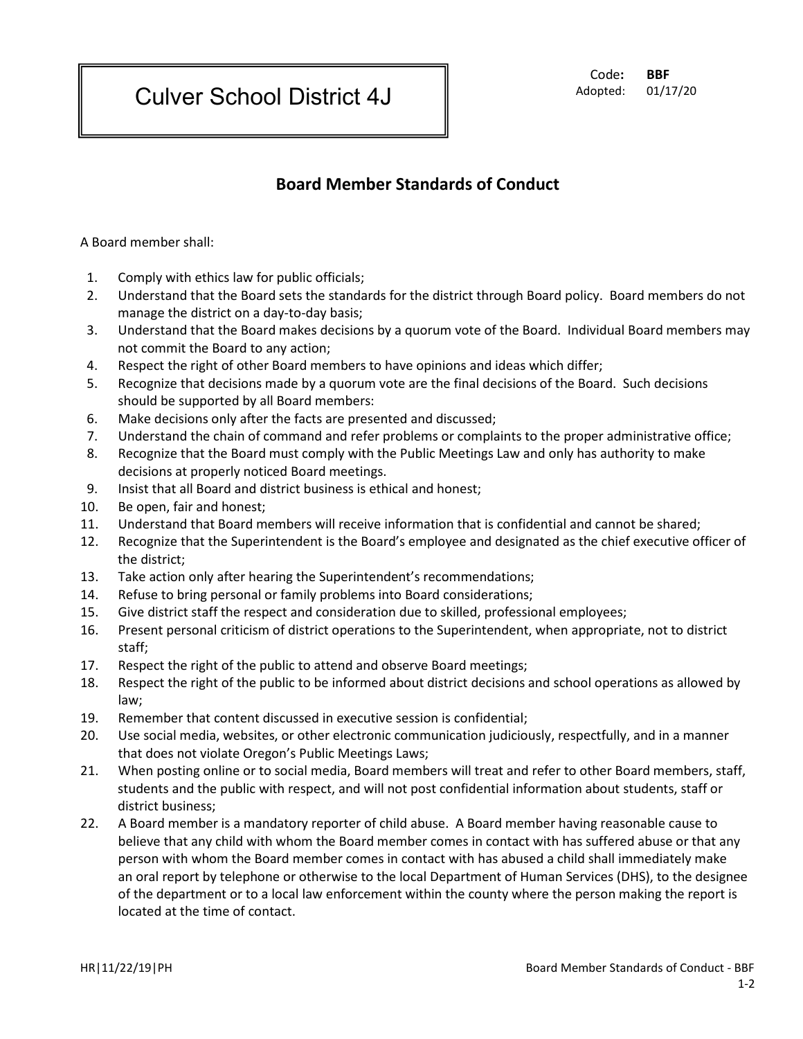Culver School District 4J

Code**: BBF**
Adopted: 01/17/20

## Board Member Standards of Conduct

A Board member shall:

1. Comply with ethics law for public officials;
2. Understand that the Board sets the standards for the district through Board policy. Board members do not manage the district on a day-to-day basis;
3. Understand that the Board makes decisions by a quorum vote of the Board. Individual Board members may not commit the Board to any action;
4. Respect the right of other Board members to have opinions and ideas which differ;
5. Recognize that decisions made by a quorum vote are the final decisions of the Board. Such decisions should be supported by all Board members:
6. Make decisions only after the facts are presented and discussed;
7. Understand the chain of command and refer problems or complaints to the proper administrative office;
8. Recognize that the Board must comply with the Public Meetings Law and only has authority to make decisions at properly noticed Board meetings.
9. Insist that all Board and district business is ethical and honest;
10. Be open, fair and honest;
11. Understand that Board members will receive information that is confidential and cannot be shared;
12. Recognize that the Superintendent is the Board's employee and designated as the chief executive officer of the district;
13. Take action only after hearing the Superintendent's recommendations;
14. Refuse to bring personal or family problems into Board considerations;
15. Give district staff the respect and consideration due to skilled, professional employees;
16. Present personal criticism of district operations to the Superintendent, when appropriate, not to district staff;
17. Respect the right of the public to attend and observe Board meetings;
18. Respect the right of the public to be informed about district decisions and school operations as allowed by law;
19. Remember that content discussed in executive session is confidential;
20. Use social media, websites, or other electronic communication judiciously, respectfully, and in a manner that does not violate Oregon's Public Meetings Laws;
21. When posting online or to social media, Board members will treat and refer to other Board members, staff, students and the public with respect, and will not post confidential information about students, staff or district business;
22. A Board member is a mandatory reporter of child abuse. A Board member having reasonable cause to believe that any child with whom the Board member comes in contact with has suffered abuse or that any person with whom the Board member comes in contact with has abused a child shall immediately make an oral report by telephone or otherwise to the local Department of Human Services (DHS), to the designee of the department or to a local law enforcement within the county where the person making the report is located at the time of contact.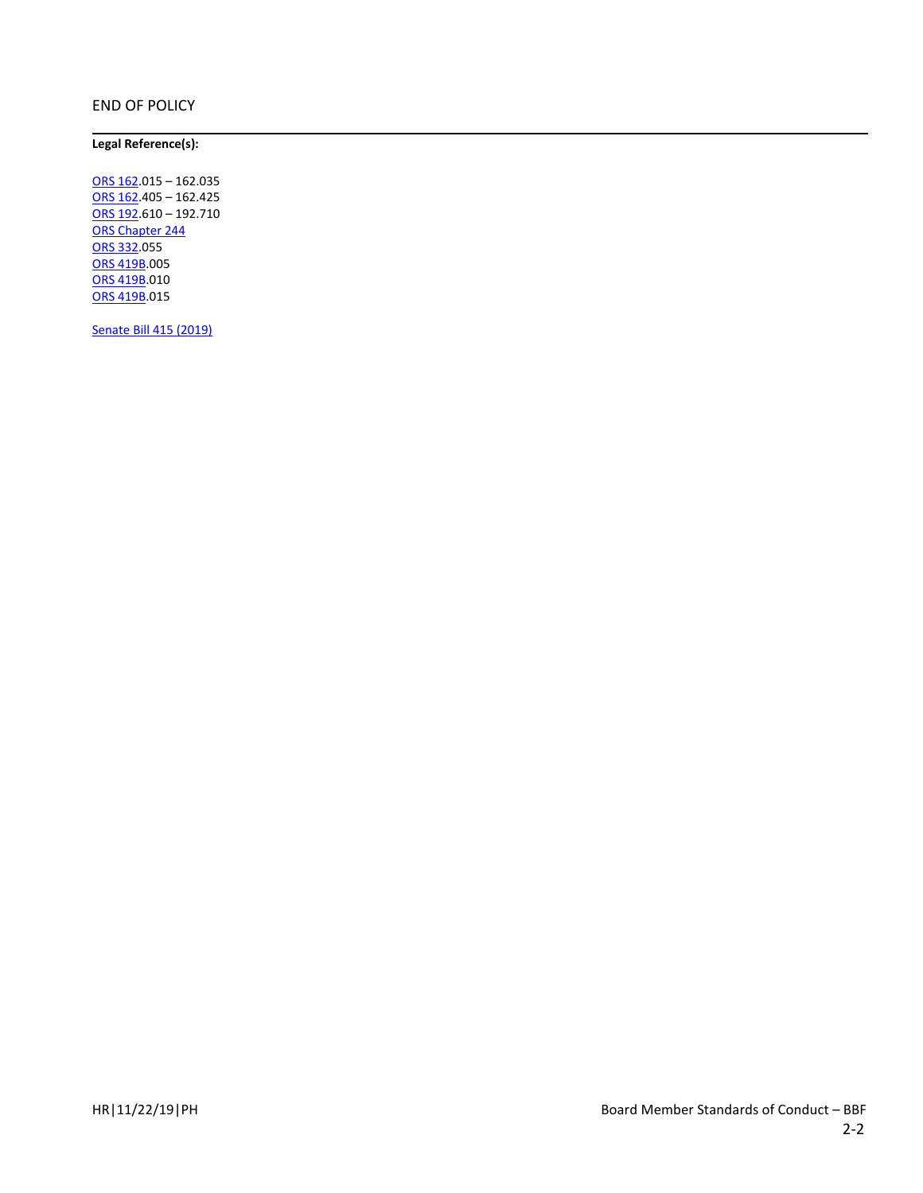END OF POLICY

---

**Legal Reference(s):**

ORS 162.015 – 162.035
ORS 162.405 – 162.425
ORS 192.610 – 192.710
ORS Chapter 244
ORS 332.055
ORS 419B.005
ORS 419B.010
ORS 419B.015

Senate Bill 415 (2019)

HR|11/22/19|PH